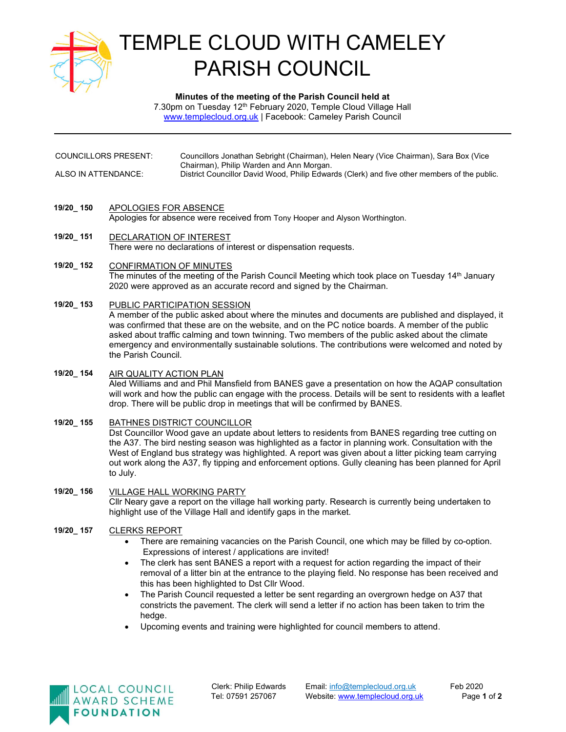# TEMPLE CLOUD WITH CAMELEY PARISH COUNCIL

**Minutes of the meeting of the Parish Council held at**
7.30pm on Tuesday 12th February 2020, Temple Cloud Village Hall
www.templecloud.org.uk | Facebook: Cameley Parish Council

---

| | |
|---|---|
| COUNCILLORS PRESENT: | Councillors Jonathan Sebright (Chairman), Helen Neary (Vice Chairman), Sara Box (Vice Chairman), Philip Warden and Ann Morgan. |
| ALSO IN ATTENDANCE: | District Councillor David Wood, Philip Edwards (Clerk) and five other members of the public. |

**19/20_ 150** APOLOGIES FOR ABSENCE

Apologies for absence were received from Tony Hooper and Alyson Worthington.

**19/20_ 151** DECLARATION OF INTEREST

There were no declarations of interest or dispensation requests.

**19/20_ 152** CONFIRMATION OF MINUTES

The minutes of the meeting of the Parish Council Meeting which took place on Tuesday 14th January 2020 were approved as an accurate record and signed by the Chairman.

**19/20_ 153** PUBLIC PARTICIPATION SESSION

A member of the public asked about where the minutes and documents are published and displayed, it was confirmed that these are on the website, and on the PC notice boards. A member of the public asked about traffic calming and town twinning. Two members of the public asked about the climate emergency and environmentally sustainable solutions. The contributions were welcomed and noted by the Parish Council.

**19/20_ 154** AIR QUALITY ACTION PLAN

Aled Williams and and Phil Mansfield from BANES gave a presentation on how the AQAP consultation will work and how the public can engage with the process. Details will be sent to residents with a leaflet drop. There will be public drop in meetings that will be confirmed by BANES.

**19/20_ 155** BATHNES DISTRICT COUNCILLOR

Dst Councillor Wood gave an update about letters to residents from BANES regarding tree cutting on the A37. The bird nesting season was highlighted as a factor in planning work. Consultation with the West of England bus strategy was highlighted. A report was given about a litter picking team carrying out work along the A37, fly tipping and enforcement options. Gully cleaning has been planned for April to July.

**19/20_ 156** VILLAGE HALL WORKING PARTY

Cllr Neary gave a report on the village hall working party. Research is currently being undertaken to highlight use of the Village Hall and identify gaps in the market.

**19/20_ 157** CLERKS REPORT

- There are remaining vacancies on the Parish Council, one which may be filled by co-option. Expressions of interest / applications are invited!
- The clerk has sent BANES a report with a request for action regarding the impact of their removal of a litter bin at the entrance to the playing field. No response has been received and this has been highlighted to Dst Cllr Wood.
- The Parish Council requested a letter be sent regarding an overgrown hedge on A37 that constricts the pavement. The clerk will send a letter if no action has been taken to trim the hedge.
- Upcoming events and training were highlighted for council members to attend.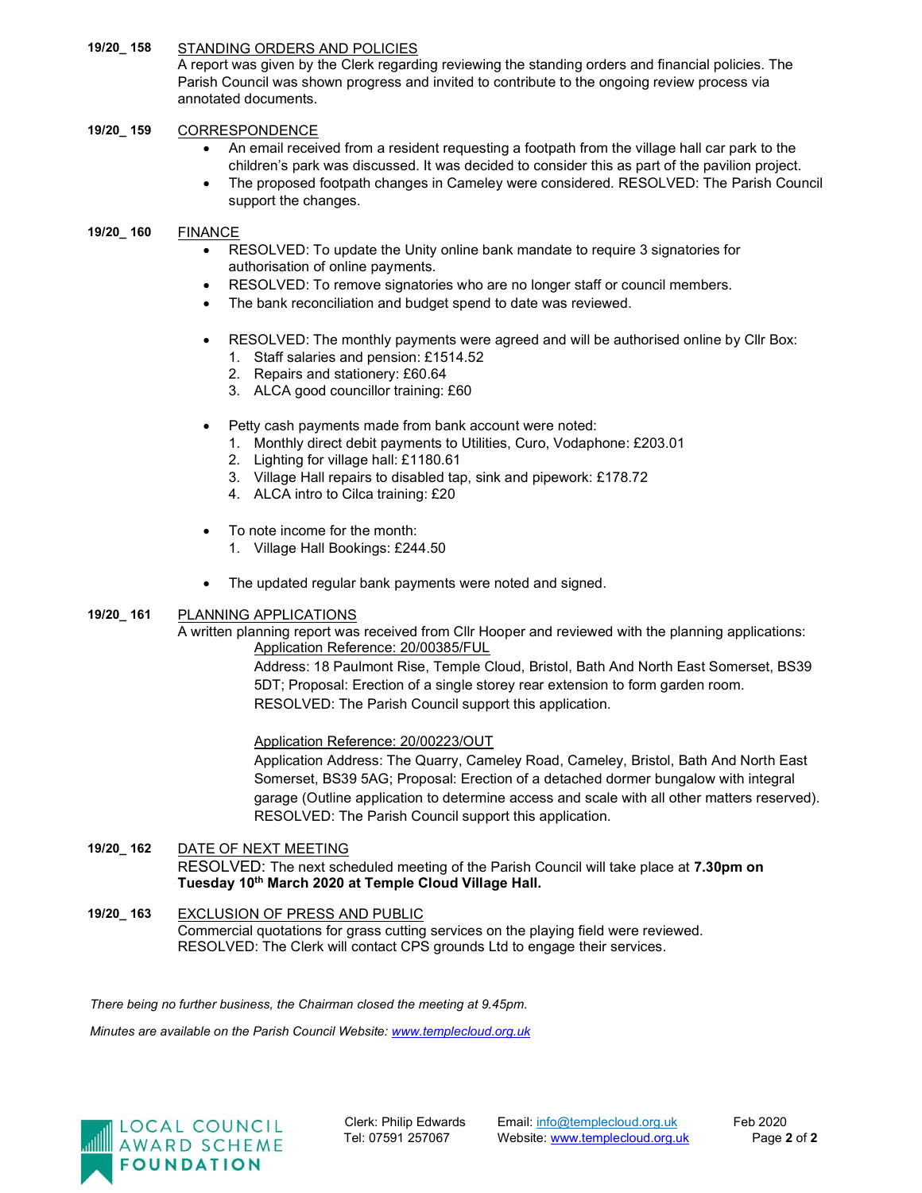**19/20_ 158** STANDING ORDERS AND POLICIES

A report was given by the Clerk regarding reviewing the standing orders and financial policies. The Parish Council was shown progress and invited to contribute to the ongoing review process via annotated documents.

**19/20_ 159** CORRESPONDENCE

- An email received from a resident requesting a footpath from the village hall car park to the children's park was discussed. It was decided to consider this as part of the pavilion project.
- The proposed footpath changes in Cameley were considered. RESOLVED: The Parish Council support the changes.

**19/20_ 160** FINANCE

- RESOLVED: To update the Unity online bank mandate to require 3 signatories for authorisation of online payments.
- RESOLVED: To remove signatories who are no longer staff or council members.
- The bank reconciliation and budget spend to date was reviewed.

- RESOLVED: The monthly payments were agreed and will be authorised online by Cllr Box:
  1. Staff salaries and pension: £1514.52
  2. Repairs and stationery: £60.64
  3. ALCA good councillor training: £60

- Petty cash payments made from bank account were noted:
  1. Monthly direct debit payments to Utilities, Curo, Vodaphone: £203.01
  2. Lighting for village hall: £1180.61
  3. Village Hall repairs to disabled tap, sink and pipework: £178.72
  4. ALCA intro to Cilca training: £20

- To note income for the month:
  1. Village Hall Bookings: £244.50

- The updated regular bank payments were noted and signed.

**19/20_ 161** PLANNING APPLICATIONS

A written planning report was received from Cllr Hooper and reviewed with the planning applications:

Application Reference: 20/00385/FUL
Address: 18 Paulmont Rise, Temple Cloud, Bristol, Bath And North East Somerset, BS39 5DT; Proposal: Erection of a single storey rear extension to form garden room.
RESOLVED: The Parish Council support this application.

Application Reference: 20/00223/OUT
Application Address: The Quarry, Cameley Road, Cameley, Bristol, Bath And North East Somerset, BS39 5AG; Proposal: Erection of a detached dormer bungalow with integral garage (Outline application to determine access and scale with all other matters reserved).
RESOLVED: The Parish Council support this application.

**19/20_ 162** DATE OF NEXT MEETING

RESOLVED: The next scheduled meeting of the Parish Council will take place at **7.30pm on Tuesday 10th March 2020 at Temple Cloud Village Hall.**

**19/20_ 163** EXCLUSION OF PRESS AND PUBLIC

Commercial quotations for grass cutting services on the playing field were reviewed.
RESOLVED: The Clerk will contact CPS grounds Ltd to engage their services.

*There being no further business, the Chairman closed the meeting at 9.45pm.*

*Minutes are available on the Parish Council Website: www.templecloud.org.uk*

LOCAL COUNCIL AWARD SCHEME FOUNDATION

Clerk: Philip Edwards
Tel: 07591 257067

Email: info@templecloud.org.uk
Website: www.templecloud.org.uk

Feb 2020